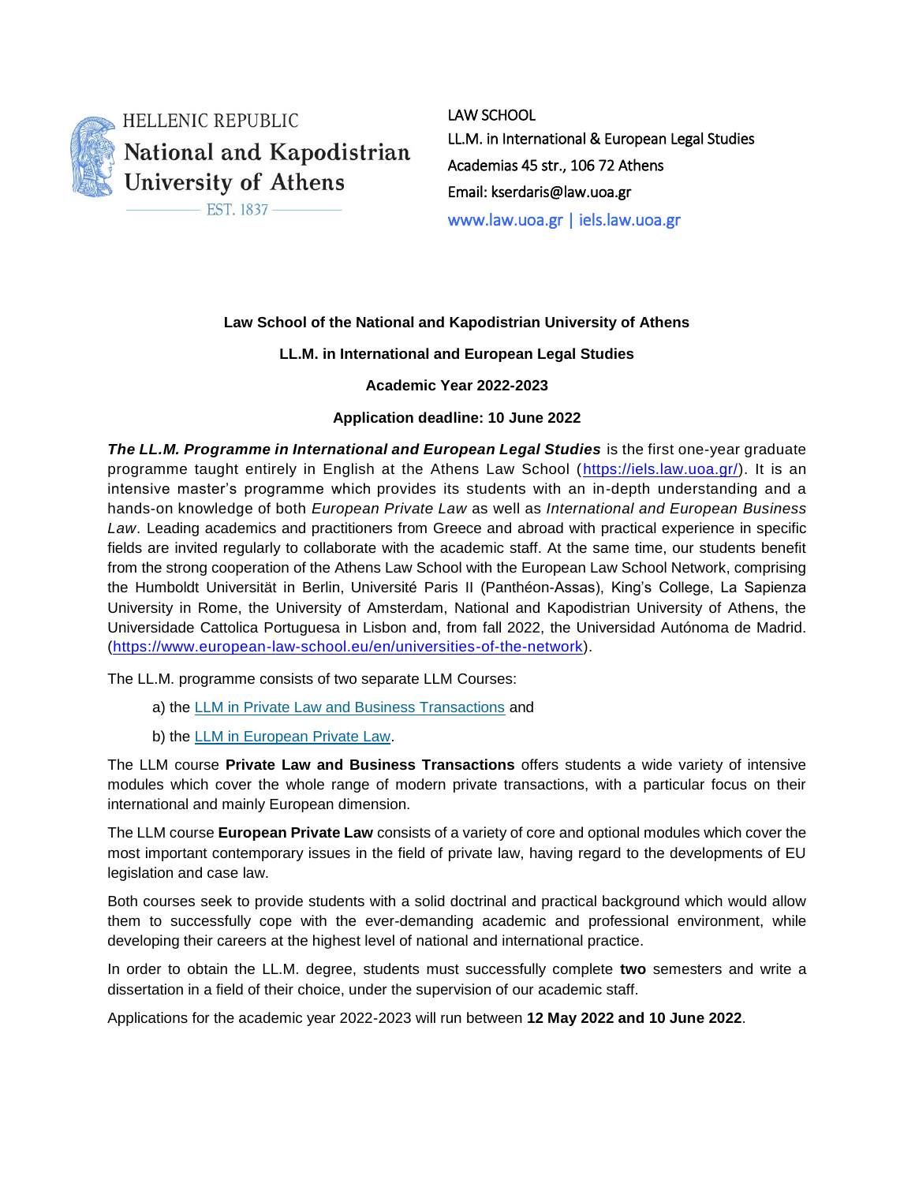HELLENIC REPUBLIC
National and Kapodistrian University of Athens
EST. 1837

LAW SCHOOL
LL.M. in International & European Legal Studies
Academias 45 str., 106 72 Athens
Email: kserdaris@law.uoa.gr
www.law.uoa.gr | iels.law.uoa.gr

**Law School of the National and Kapodistrian University of Athens**

**LL.M. in International and European Legal Studies**

**Academic Year 2022-2023**

**Application deadline: 10 June 2022**

***The LL.M. Programme in International and European Legal Studies*** is the first one-year graduate programme taught entirely in English at the Athens Law School (https://iels.law.uoa.gr/). It is an intensive master's programme which provides its students with an in-depth understanding and a hands-on knowledge of both *European Private Law* as well as *International and European Business Law*. Leading academics and practitioners from Greece and abroad with practical experience in specific fields are invited regularly to collaborate with the academic staff. At the same time, our students benefit from the strong cooperation of the Athens Law School with the European Law School Network, comprising the Humboldt Universität in Berlin, Université Paris II (Panthéon-Assas), King's College, La Sapienza University in Rome, the University of Amsterdam, National and Kapodistrian University of Athens, the Universidade Cattolica Portuguesa in Lisbon and, from fall 2022, the Universidad Autónoma de Madrid. (https://www.european-law-school.eu/en/universities-of-the-network).

The LL.M. programme consists of two separate LLM Courses:

a) the LLM in Private Law and Business Transactions and

b) the LLM in European Private Law.

The LLM course **Private Law and Business Transactions** offers students a wide variety of intensive modules which cover the whole range of modern private transactions, with a particular focus on their international and mainly European dimension.

The LLM course **European Private Law** consists of a variety of core and optional modules which cover the most important contemporary issues in the field of private law, having regard to the developments of EU legislation and case law.

Both courses seek to provide students with a solid doctrinal and practical background which would allow them to successfully cope with the ever-demanding academic and professional environment, while developing their careers at the highest level of national and international practice.

In order to obtain the LL.M. degree, students must successfully complete **two** semesters and write a dissertation in a field of their choice, under the supervision of our academic staff.

Applications for the academic year 2022-2023 will run between **12 May 2022 and 10 June 2022**.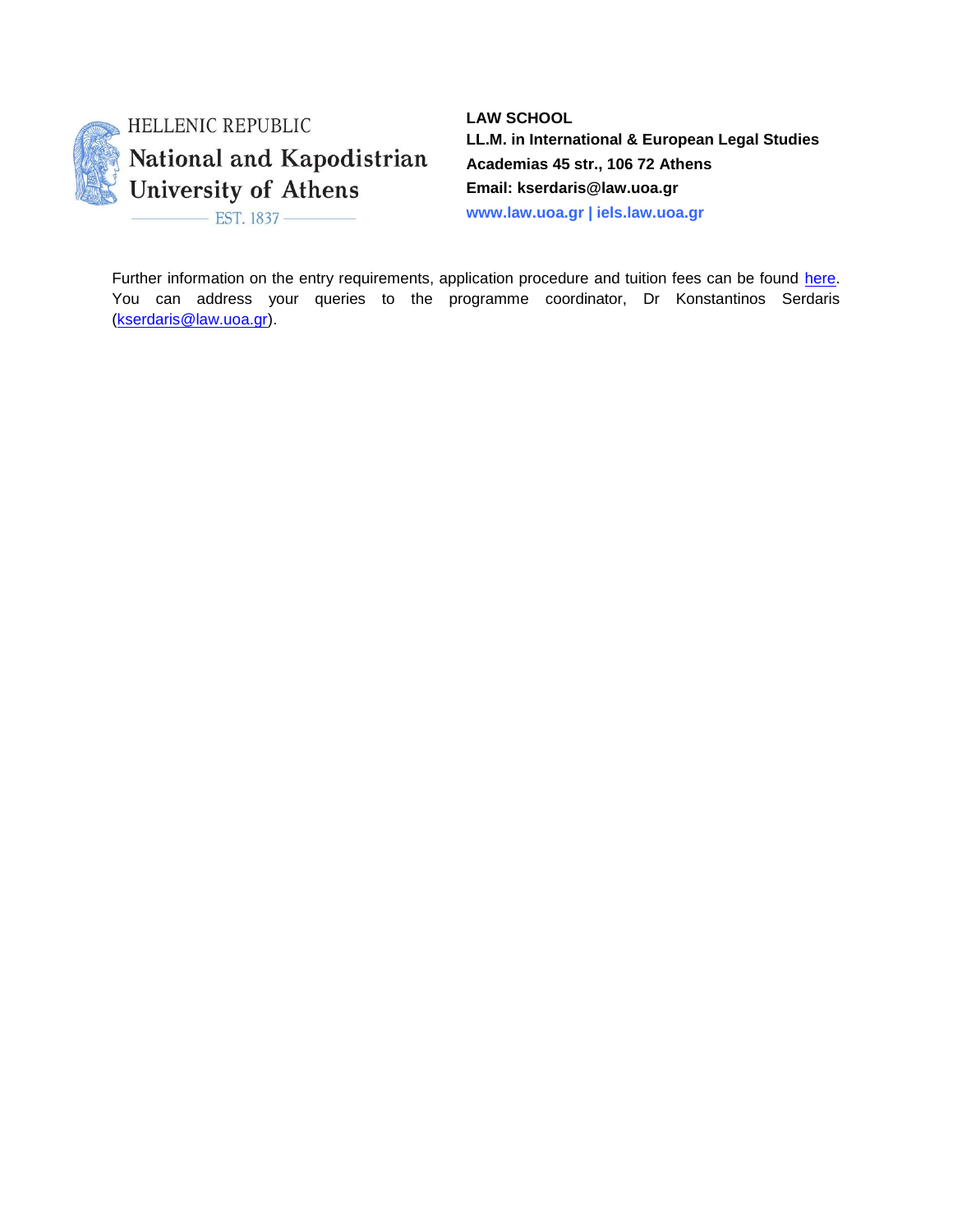Further information on the entry requirements, application procedure and tuition fees can be found here. You can address your queries to the programme coordinator, Dr Konstantinos Serdaris (kserdaris@law.uoa.gr).